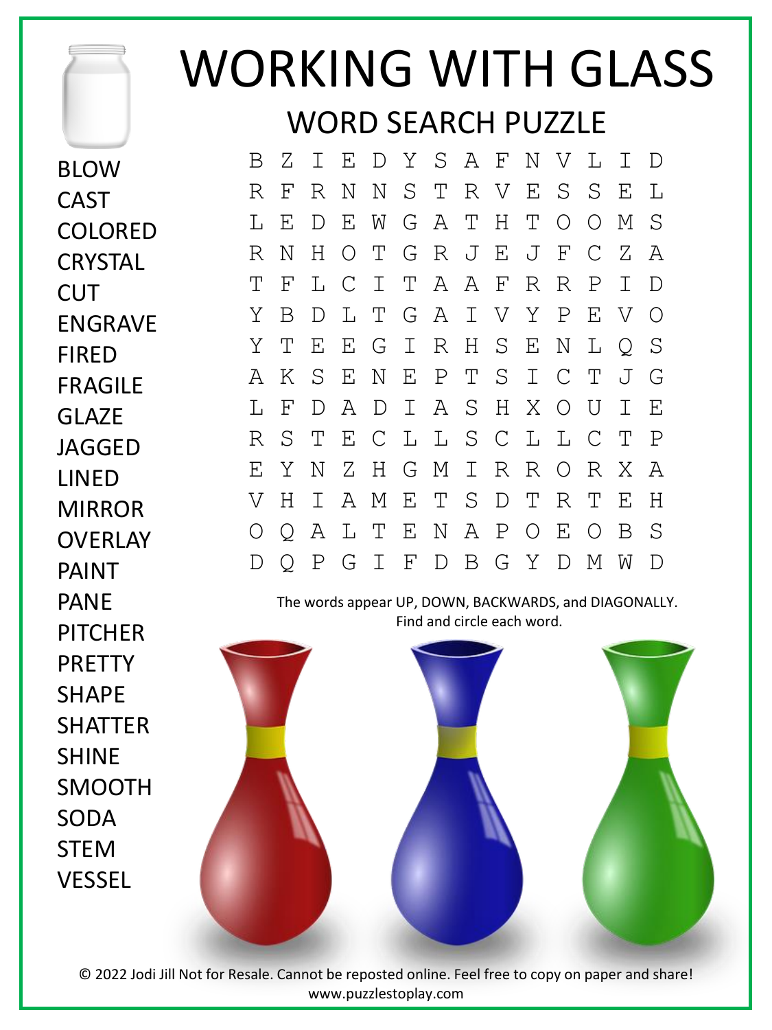# WORKING WITH GLASS

## WORD SEARCH PUZZLE

- BLOW
- CAST
- COLORED
- CRYSTAL
- CUT
- ENGRAVE
- FIRED
- FRAGILE
- GLAZE
- JAGGED
- LINED
- MIRROR
- OVERLAY
- PAINT
- PANE
- PITCHER
- PRETTY
- SHAPE
- SHATTER
- SHINE
- SMOOTH
- SODA
- STEM
- VESSEL

```
B Z I E D Y S A F N V L I D
R F R N N S T R V E S S E L
L E D E W G A T H T O O M S
R N H O T G R J E J F C Z A
T F L C I T A A F R R P I D
Y B D L T G A I V Y P E V O
Y T E E G I R H S E N L Q S
A K S E N E P T S I C T J G
L F D A D I A S H X O U I E
R S T E C L L S C L L C T P
E Y N Z H G M I R R O R X A
V H I A M E T S D T R T E H
O Q A L T E N A P O E O B S
D Q P G I F D B G Y D M W D
```

The words appear UP, DOWN, BACKWARDS, and DIAGONALLY. Find and circle each word.

© 2022 Jodi Jill Not for Resale. Cannot be reposted online. Feel free to copy on paper and share! www.puzzlestoplay.com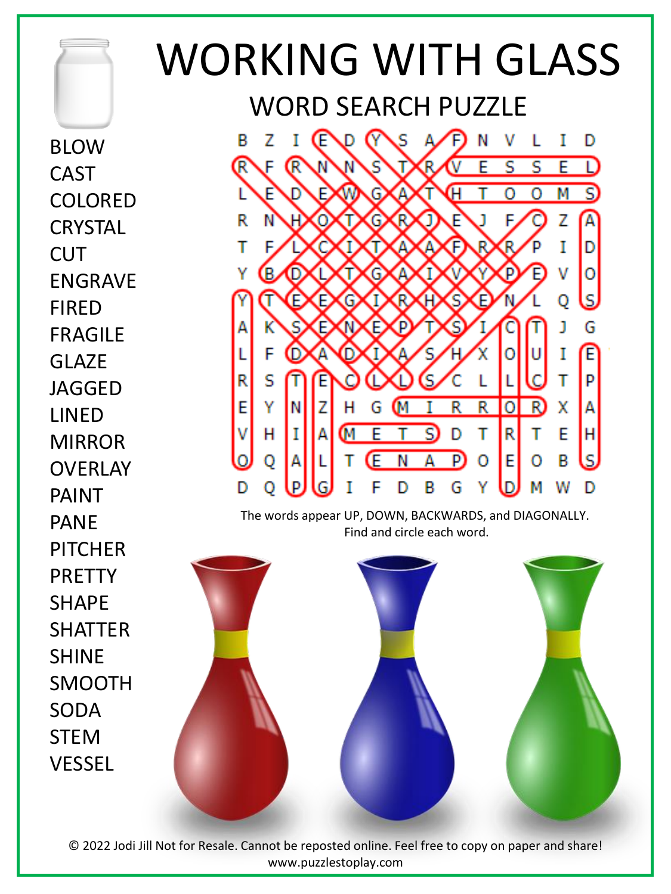# WORKING WITH GLASS

## WORD SEARCH PUZZLE

- BLOW
- CAST
- COLORED
- CRYSTAL
- CUT
- ENGRAVE
- FIRED
- FRAGILE
- GLAZE
- JAGGED
- LINED
- MIRROR
- OVERLAY
- PAINT
- PANE
- PITCHER
- PRETTY
- SHAPE
- SHATTER
- SHINE
- SMOOTH
- SODA
- STEM
- VESSEL

| | | | | | | | | | | | | | |
|---|---|---|---|---|---|---|---|---|---|---|---|---|---|
| B | Z | I | E | D | Y | S | A | F | N | V | L | I | D |
| R | F | R | N | N | S | T | R | V | E | S | S | E | L |
| L | E | D | E | W | G | A | T | H | T | O | O | M | S |
| R | N | H | O | T | G | R | J | E | J | F | C | Z | A |
| T | F | L | C | I | T | A | A | F | R | R | P | I | D |
| Y | B | D | L | T | G | A | I | V | Y | P | E | V | O |
| Y | T | E | E | G | I | R | H | S | E | N | L | Q | S |
| A | K | S | E | N | E | P | T | S | I | C | T | J | G |
| L | F | D | A | D | I | A | S | H | X | O | U | I | E |
| R | S | T | E | C | L | L | S | C | L | L | C | T | P |
| E | Y | N | Z | H | G | M | I | R | R | O | R | X | A |
| V | H | I | A | M | E | T | S | D | T | R | T | E | H |
| O | Q | A | L | T | E | N | A | P | O | E | O | B | S |
| D | Q | P | G | I | F | D | B | G | Y | D | M | W | D |

The words appear UP, DOWN, BACKWARDS, and DIAGONALLY.
Find and circle each word.

© 2022 Jodi Jill Not for Resale. Cannot be reposted online. Feel free to copy on paper and share!
www.puzzlestoplay.com